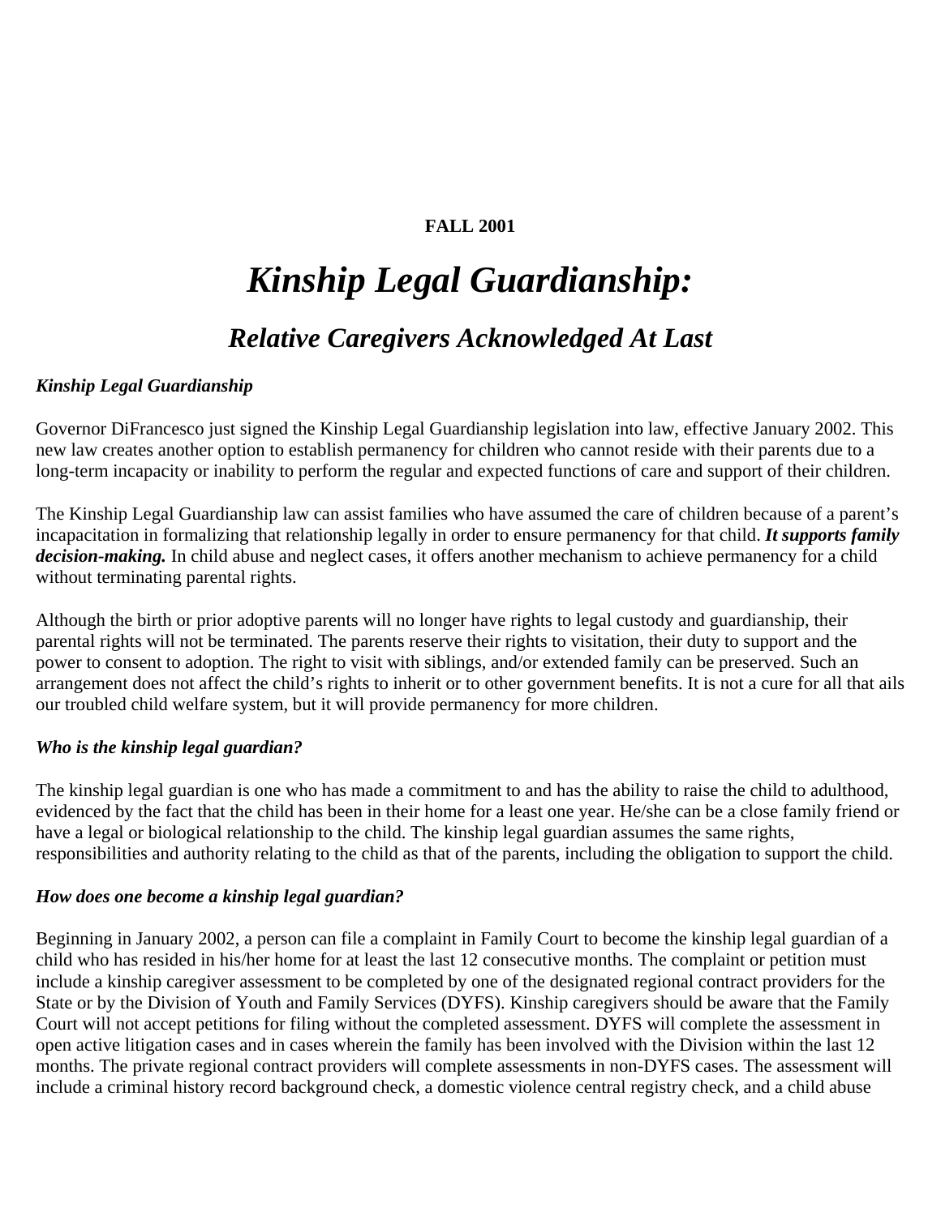**FALL 2001**

# *Kinship Legal Guardianship:*

## *Relative Caregivers Acknowledged At Last*

***Kinship Legal Guardianship***

Governor DiFrancesco just signed the Kinship Legal Guardianship legislation into law, effective January 2002. This new law creates another option to establish permanency for children who cannot reside with their parents due to a long-term incapacity or inability to perform the regular and expected functions of care and support of their children.

The Kinship Legal Guardianship law can assist families who have assumed the care of children because of a parent's incapacitation in formalizing that relationship legally in order to ensure permanency for that child. ***It supports family decision-making.*** In child abuse and neglect cases, it offers another mechanism to achieve permanency for a child without terminating parental rights.

Although the birth or prior adoptive parents will no longer have rights to legal custody and guardianship, their parental rights will not be terminated. The parents reserve their rights to visitation, their duty to support and the power to consent to adoption. The right to visit with siblings, and/or extended family can be preserved. Such an arrangement does not affect the child's rights to inherit or to other government benefits. It is not a cure for all that ails our troubled child welfare system, but it will provide permanency for more children.

***Who is the kinship legal guardian?***

The kinship legal guardian is one who has made a commitment to and has the ability to raise the child to adulthood, evidenced by the fact that the child has been in their home for a least one year. He/she can be a close family friend or have a legal or biological relationship to the child. The kinship legal guardian assumes the same rights, responsibilities and authority relating to the child as that of the parents, including the obligation to support the child.

***How does one become a kinship legal guardian?***

Beginning in January 2002, a person can file a complaint in Family Court to become the kinship legal guardian of a child who has resided in his/her home for at least the last 12 consecutive months. The complaint or petition must include a kinship caregiver assessment to be completed by one of the designated regional contract providers for the State or by the Division of Youth and Family Services (DYFS). Kinship caregivers should be aware that the Family Court will not accept petitions for filing without the completed assessment. DYFS will complete the assessment in open active litigation cases and in cases wherein the family has been involved with the Division within the last 12 months. The private regional contract providers will complete assessments in non-DYFS cases. The assessment will include a criminal history record background check, a domestic violence central registry check, and a child abuse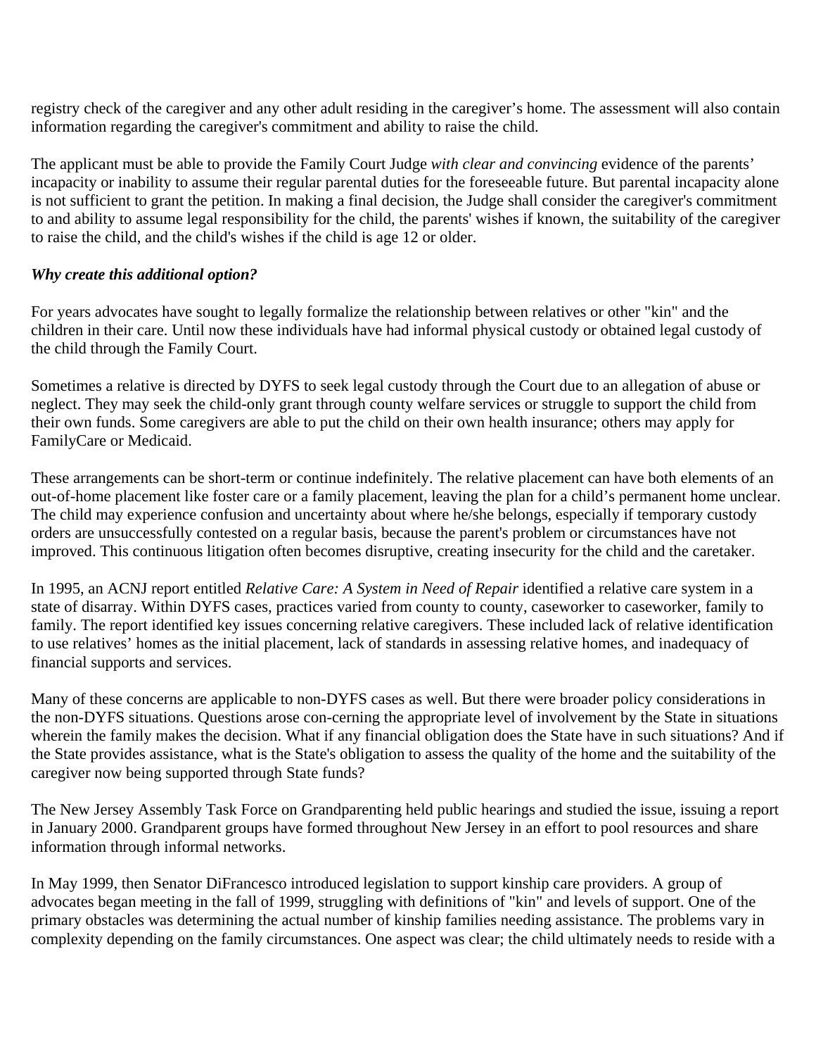registry check of the caregiver and any other adult residing in the caregiver's home. The assessment will also contain information regarding the caregiver's commitment and ability to raise the child.

The applicant must be able to provide the Family Court Judge *with clear and convincing* evidence of the parents' incapacity or inability to assume their regular parental duties for the foreseeable future. But parental incapacity alone is not sufficient to grant the petition. In making a final decision, the Judge shall consider the caregiver's commitment to and ability to assume legal responsibility for the child, the parents' wishes if known, the suitability of the caregiver to raise the child, and the child's wishes if the child is age 12 or older.

***Why create this additional option?***

For years advocates have sought to legally formalize the relationship between relatives or other "kin" and the children in their care. Until now these individuals have had informal physical custody or obtained legal custody of the child through the Family Court.

Sometimes a relative is directed by DYFS to seek legal custody through the Court due to an allegation of abuse or neglect. They may seek the child-only grant through county welfare services or struggle to support the child from their own funds. Some caregivers are able to put the child on their own health insurance; others may apply for FamilyCare or Medicaid.

These arrangements can be short-term or continue indefinitely. The relative placement can have both elements of an out-of-home placement like foster care or a family placement, leaving the plan for a child's permanent home unclear. The child may experience confusion and uncertainty about where he/she belongs, especially if temporary custody orders are unsuccessfully contested on a regular basis, because the parent's problem or circumstances have not improved. This continuous litigation often becomes disruptive, creating insecurity for the child and the caretaker.

In 1995, an ACNJ report entitled *Relative Care: A System in Need of Repair* identified a relative care system in a state of disarray. Within DYFS cases, practices varied from county to county, caseworker to caseworker, family to family. The report identified key issues concerning relative caregivers. These included lack of relative identification to use relatives' homes as the initial placement, lack of standards in assessing relative homes, and inadequacy of financial supports and services.

Many of these concerns are applicable to non-DYFS cases as well. But there were broader policy considerations in the non-DYFS situations. Questions arose con-cerning the appropriate level of involvement by the State in situations wherein the family makes the decision. What if any financial obligation does the State have in such situations? And if the State provides assistance, what is the State's obligation to assess the quality of the home and the suitability of the caregiver now being supported through State funds?

The New Jersey Assembly Task Force on Grandparenting held public hearings and studied the issue, issuing a report in January 2000. Grandparent groups have formed throughout New Jersey in an effort to pool resources and share information through informal networks.

In May 1999, then Senator DiFrancesco introduced legislation to support kinship care providers. A group of advocates began meeting in the fall of 1999, struggling with definitions of "kin" and levels of support. One of the primary obstacles was determining the actual number of kinship families needing assistance. The problems vary in complexity depending on the family circumstances. One aspect was clear; the child ultimately needs to reside with a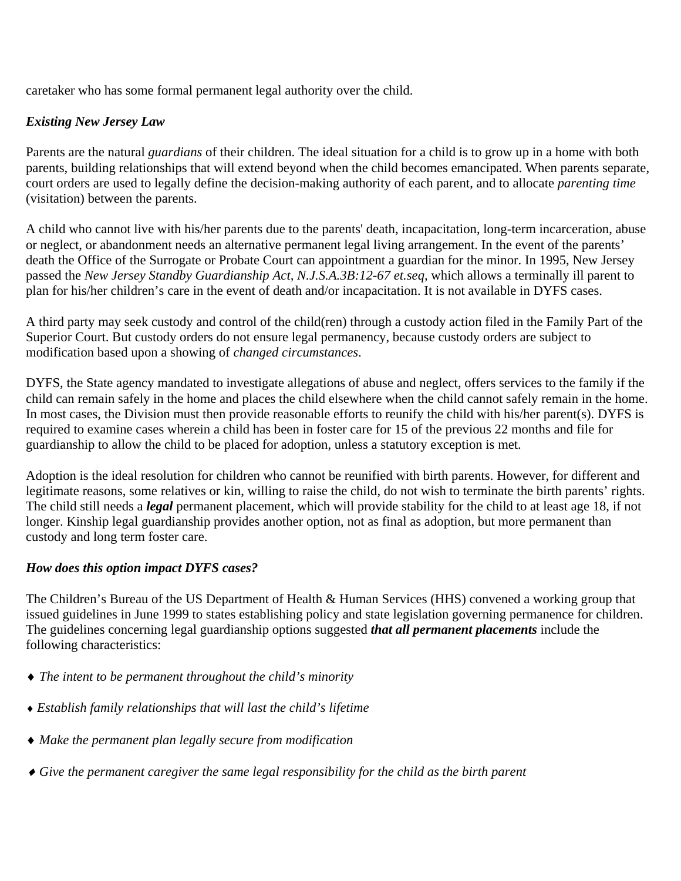caretaker who has some formal permanent legal authority over the child.

***Existing New Jersey Law***

Parents are the natural *guardians* of their children. The ideal situation for a child is to grow up in a home with both parents, building relationships that will extend beyond when the child becomes emancipated. When parents separate, court orders are used to legally define the decision-making authority of each parent, and to allocate *parenting time* (visitation) between the parents.

A child who cannot live with his/her parents due to the parents' death, incapacitation, long-term incarceration, abuse or neglect, or abandonment needs an alternative permanent legal living arrangement. In the event of the parents' death the Office of the Surrogate or Probate Court can appointment a guardian for the minor. In 1995, New Jersey passed the *New Jersey Standby Guardianship Act, N.J.S.A.3B:12-67 et.seq*, which allows a terminally ill parent to plan for his/her children's care in the event of death and/or incapacitation. It is not available in DYFS cases.

A third party may seek custody and control of the child(ren) through a custody action filed in the Family Part of the Superior Court. But custody orders do not ensure legal permanency, because custody orders are subject to modification based upon a showing of *changed circumstances*.

DYFS, the State agency mandated to investigate allegations of abuse and neglect, offers services to the family if the child can remain safely in the home and places the child elsewhere when the child cannot safely remain in the home. In most cases, the Division must then provide reasonable efforts to reunify the child with his/her parent(s). DYFS is required to examine cases wherein a child has been in foster care for 15 of the previous 22 months and file for guardianship to allow the child to be placed for adoption, unless a statutory exception is met.

Adoption is the ideal resolution for children who cannot be reunified with birth parents. However, for different and legitimate reasons, some relatives or kin, willing to raise the child, do not wish to terminate the birth parents' rights. The child still needs a ***legal*** permanent placement, which will provide stability for the child to at least age 18, if not longer. Kinship legal guardianship provides another option, not as final as adoption, but more permanent than custody and long term foster care.

***How does this option impact DYFS cases?***

The Children's Bureau of the US Department of Health & Human Services (HHS) convened a working group that issued guidelines in June 1999 to states establishing policy and state legislation governing permanence for children. The guidelines concerning legal guardianship options suggested ***that all permanent placements*** include the following characteristics:

- *The intent to be permanent throughout the child's minority*
- *Establish family relationships that will last the child's lifetime*
- *Make the permanent plan legally secure from modification*
- *Give the permanent caregiver the same legal responsibility for the child as the birth parent*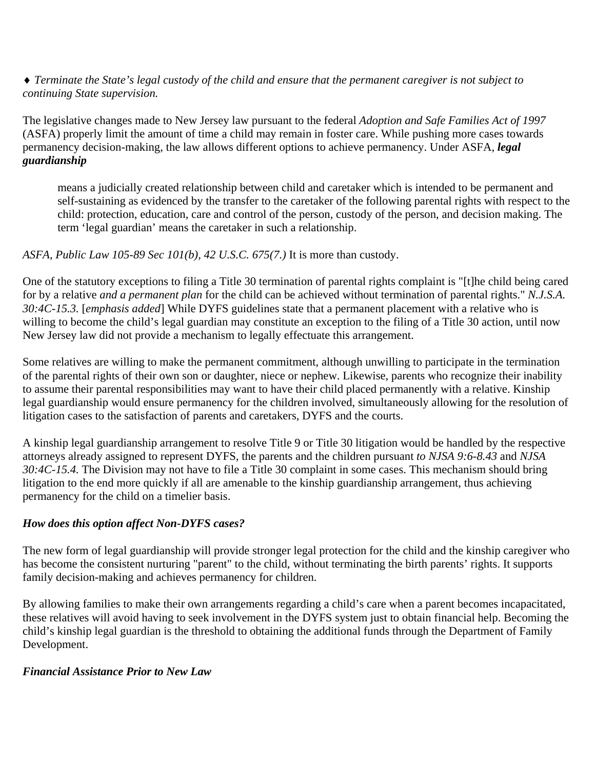♦ *Terminate the State's legal custody of the child and ensure that the permanent caregiver is not subject to continuing State supervision.*

The legislative changes made to New Jersey law pursuant to the federal *Adoption and Safe Families Act of 1997* (ASFA) properly limit the amount of time a child may remain in foster care. While pushing more cases towards permanency decision-making, the law allows different options to achieve permanency. Under ASFA, ***legal guardianship***

> means a judicially created relationship between child and caretaker which is intended to be permanent and self-sustaining as evidenced by the transfer to the caretaker of the following parental rights with respect to the child: protection, education, care and control of the person, custody of the person, and decision making. The term 'legal guardian' means the caretaker in such a relationship.

*ASFA, Public Law 105-89 Sec 101(b), 42 U.S.C. 675(7.)* It is more than custody.

One of the statutory exceptions to filing a Title 30 termination of parental rights complaint is "[t]he child being cared for by a relative *and a permanent plan* for the child can be achieved without termination of parental rights." *N.J.S.A. 30:4C-15.3.* [*emphasis added*] While DYFS guidelines state that a permanent placement with a relative who is willing to become the child's legal guardian may constitute an exception to the filing of a Title 30 action, until now New Jersey law did not provide a mechanism to legally effectuate this arrangement.

Some relatives are willing to make the permanent commitment, although unwilling to participate in the termination of the parental rights of their own son or daughter, niece or nephew. Likewise, parents who recognize their inability to assume their parental responsibilities may want to have their child placed permanently with a relative. Kinship legal guardianship would ensure permanency for the children involved, simultaneously allowing for the resolution of litigation cases to the satisfaction of parents and caretakers, DYFS and the courts.

A kinship legal guardianship arrangement to resolve Title 9 or Title 30 litigation would be handled by the respective attorneys already assigned to represent DYFS, the parents and the children pursuant *to NJSA 9:6-8.43* and *NJSA 30:4C-15.4.* The Division may not have to file a Title 30 complaint in some cases. This mechanism should bring litigation to the end more quickly if all are amenable to the kinship guardianship arrangement, thus achieving permanency for the child on a timelier basis.

***How does this option affect Non-DYFS cases?***

The new form of legal guardianship will provide stronger legal protection for the child and the kinship caregiver who has become the consistent nurturing "parent" to the child, without terminating the birth parents' rights. It supports family decision-making and achieves permanency for children.

By allowing families to make their own arrangements regarding a child's care when a parent becomes incapacitated, these relatives will avoid having to seek involvement in the DYFS system just to obtain financial help. Becoming the child's kinship legal guardian is the threshold to obtaining the additional funds through the Department of Family Development.

***Financial Assistance Prior to New Law***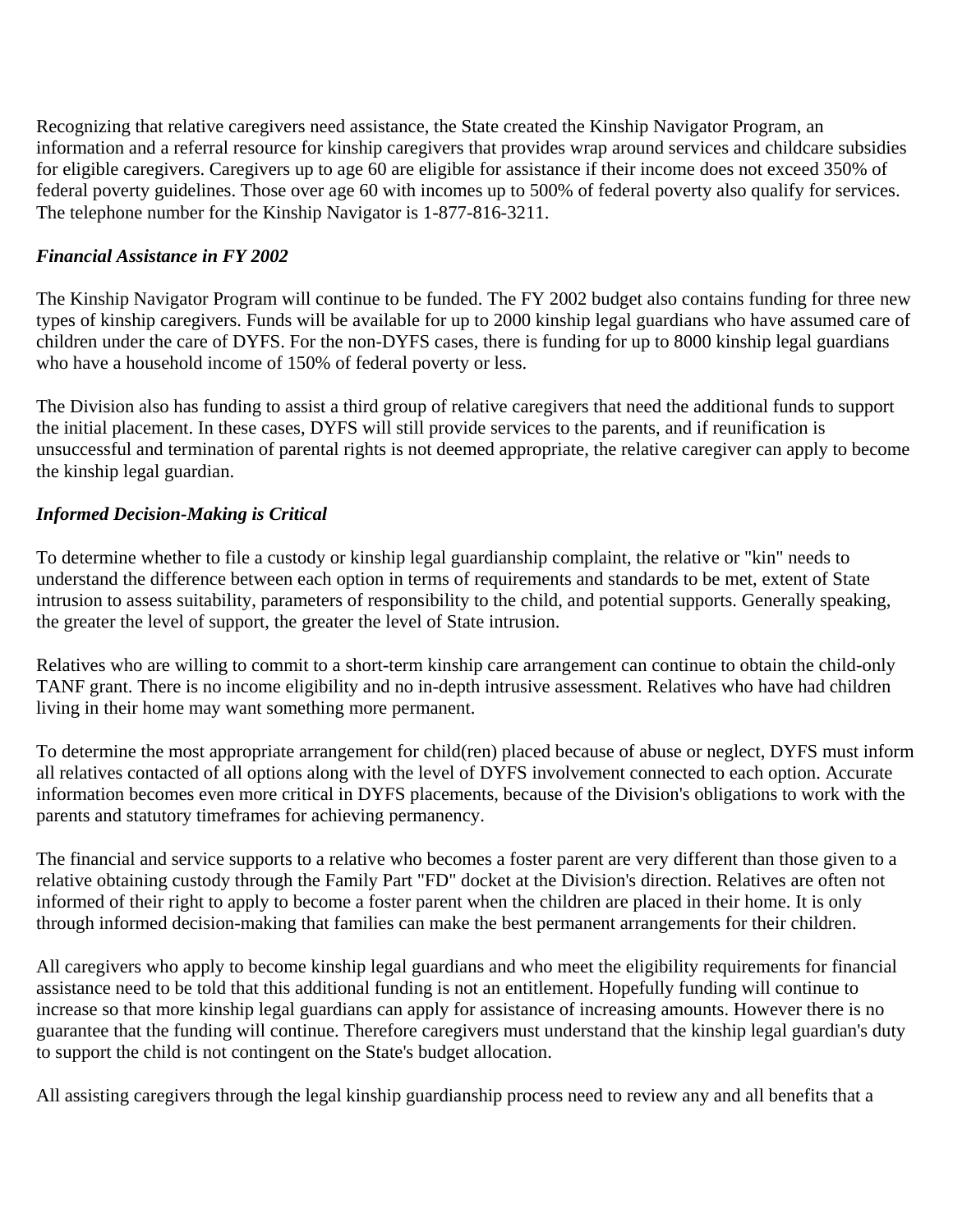Recognizing that relative caregivers need assistance, the State created the Kinship Navigator Program, an information and a referral resource for kinship caregivers that provides wrap around services and childcare subsidies for eligible caregivers. Caregivers up to age 60 are eligible for assistance if their income does not exceed 350% of federal poverty guidelines. Those over age 60 with incomes up to 500% of federal poverty also qualify for services. The telephone number for the Kinship Navigator is 1-877-816-3211.

***Financial Assistance in FY 2002***

The Kinship Navigator Program will continue to be funded. The FY 2002 budget also contains funding for three new types of kinship caregivers. Funds will be available for up to 2000 kinship legal guardians who have assumed care of children under the care of DYFS. For the non-DYFS cases, there is funding for up to 8000 kinship legal guardians who have a household income of 150% of federal poverty or less.

The Division also has funding to assist a third group of relative caregivers that need the additional funds to support the initial placement. In these cases, DYFS will still provide services to the parents, and if reunification is unsuccessful and termination of parental rights is not deemed appropriate, the relative caregiver can apply to become the kinship legal guardian.

***Informed Decision-Making is Critical***

To determine whether to file a custody or kinship legal guardianship complaint, the relative or "kin" needs to understand the difference between each option in terms of requirements and standards to be met, extent of State intrusion to assess suitability, parameters of responsibility to the child, and potential supports. Generally speaking, the greater the level of support, the greater the level of State intrusion.

Relatives who are willing to commit to a short-term kinship care arrangement can continue to obtain the child-only TANF grant. There is no income eligibility and no in-depth intrusive assessment. Relatives who have had children living in their home may want something more permanent.

To determine the most appropriate arrangement for child(ren) placed because of abuse or neglect, DYFS must inform all relatives contacted of all options along with the level of DYFS involvement connected to each option. Accurate information becomes even more critical in DYFS placements, because of the Division's obligations to work with the parents and statutory timeframes for achieving permanency.

The financial and service supports to a relative who becomes a foster parent are very different than those given to a relative obtaining custody through the Family Part "FD" docket at the Division's direction. Relatives are often not informed of their right to apply to become a foster parent when the children are placed in their home. It is only through informed decision-making that families can make the best permanent arrangements for their children.

All caregivers who apply to become kinship legal guardians and who meet the eligibility requirements for financial assistance need to be told that this additional funding is not an entitlement. Hopefully funding will continue to increase so that more kinship legal guardians can apply for assistance of increasing amounts. However there is no guarantee that the funding will continue. Therefore caregivers must understand that the kinship legal guardian's duty to support the child is not contingent on the State's budget allocation.

All assisting caregivers through the legal kinship guardianship process need to review any and all benefits that a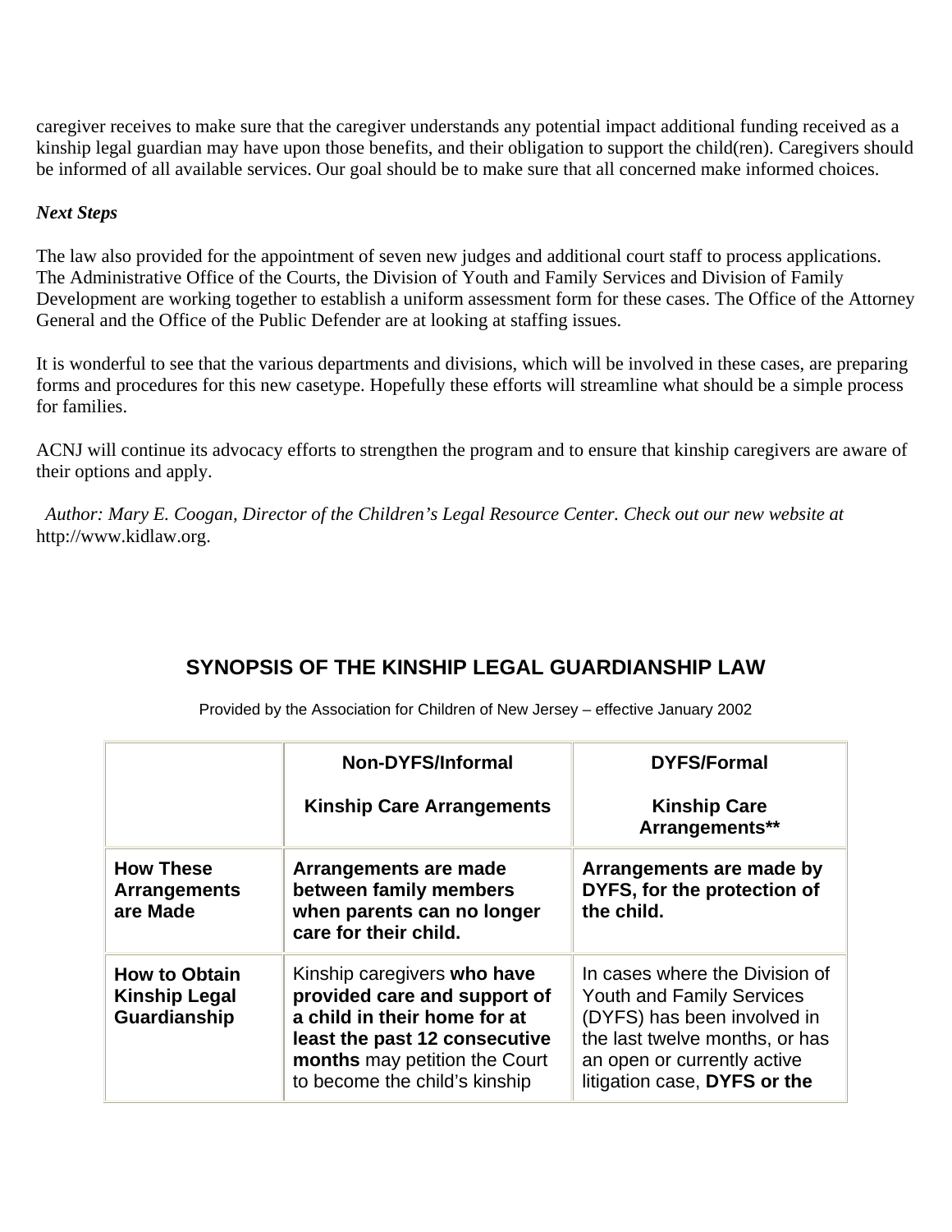caregiver receives to make sure that the caregiver understands any potential impact additional funding received as a kinship legal guardian may have upon those benefits, and their obligation to support the child(ren). Caregivers should be informed of all available services. Our goal should be to make sure that all concerned make informed choices.

***Next Steps***

The law also provided for the appointment of seven new judges and additional court staff to process applications. The Administrative Office of the Courts, the Division of Youth and Family Services and Division of Family Development are working together to establish a uniform assessment form for these cases. The Office of the Attorney General and the Office of the Public Defender are at looking at staffing issues.

It is wonderful to see that the various departments and divisions, which will be involved in these cases, are preparing forms and procedures for this new casetype. Hopefully these efforts will streamline what should be a simple process for families.

ACNJ will continue its advocacy efforts to strengthen the program and to ensure that kinship caregivers are aware of their options and apply.

*Author: Mary E. Coogan, Director of the Children's Legal Resource Center. Check out our new website at* http://www.kidlaw.org.

## SYNOPSIS OF THE KINSHIP LEGAL GUARDIANSHIP LAW

Provided by the Association for Children of New Jersey – effective January 2002

| | **Non-DYFS/Informal Kinship Care Arrangements** | **DYFS/Formal Kinship Care Arrangements\*\*** |
|---|---|---|
| **How These Arrangements are Made** | **Arrangements are made between family members when parents can no longer care for their child.** | **Arrangements are made by DYFS, for the protection of the child.** |
| **How to Obtain Kinship Legal Guardianship** | Kinship caregivers **who have provided care and support of a child in their home for at least the past 12 consecutive months** may petition the Court to become the child's kinship | In cases where the Division of Youth and Family Services (DYFS) has been involved in the last twelve months, or has an open or currently active litigation case, **DYFS or the** |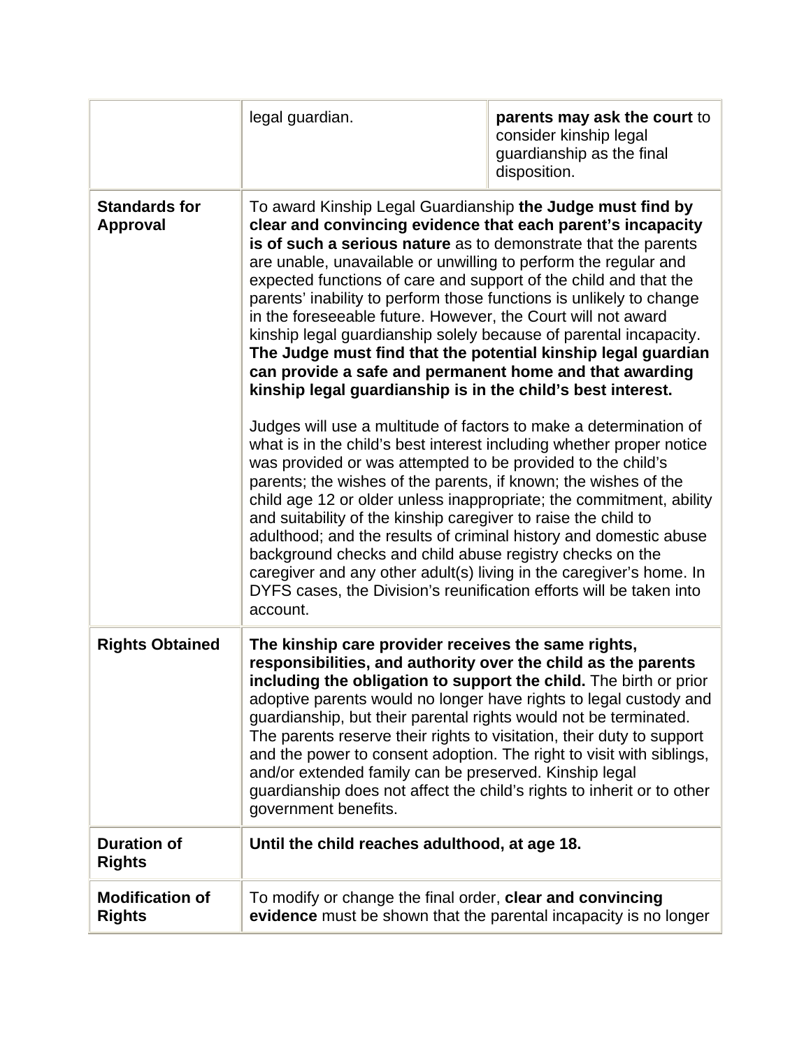| | | |
|---|---|---|
| | legal guardian. | **parents may ask the court** to consider kinship legal guardianship as the final disposition. |
| **Standards for Approval** | To award Kinship Legal Guardianship **the Judge must find by clear and convincing evidence that each parent's incapacity is of such a serious nature** as to demonstrate that the parents are unable, unavailable or unwilling to perform the regular and expected functions of care and support of the child and that the parents' inability to perform those functions is unlikely to change in the foreseeable future. However, the Court will not award kinship legal guardianship solely because of parental incapacity. **The Judge must find that the potential kinship legal guardian can provide a safe and permanent home and that awarding kinship legal guardianship is in the child's best interest.**<br><br>Judges will use a multitude of factors to make a determination of what is in the child's best interest including whether proper notice was provided or was attempted to be provided to the child's parents; the wishes of the parents, if known; the wishes of the child age 12 or older unless inappropriate; the commitment, ability and suitability of the kinship caregiver to raise the child to adulthood; and the results of criminal history and domestic abuse background checks and child abuse registry checks on the caregiver and any other adult(s) living in the caregiver's home. In DYFS cases, the Division's reunification efforts will be taken into account. | |
| **Rights Obtained** | **The kinship care provider receives the same rights, responsibilities, and authority over the child as the parents including the obligation to support the child.** The birth or prior adoptive parents would no longer have rights to legal custody and guardianship, but their parental rights would not be terminated. The parents reserve their rights to visitation, their duty to support and the power to consent adoption. The right to visit with siblings, and/or extended family can be preserved. Kinship legal guardianship does not affect the child's rights to inherit or to other government benefits. | |
| **Duration of Rights** | **Until the child reaches adulthood, at age 18.** | |
| **Modification of Rights** | To modify or change the final order, **clear and convincing evidence** must be shown that the parental incapacity is no longer | |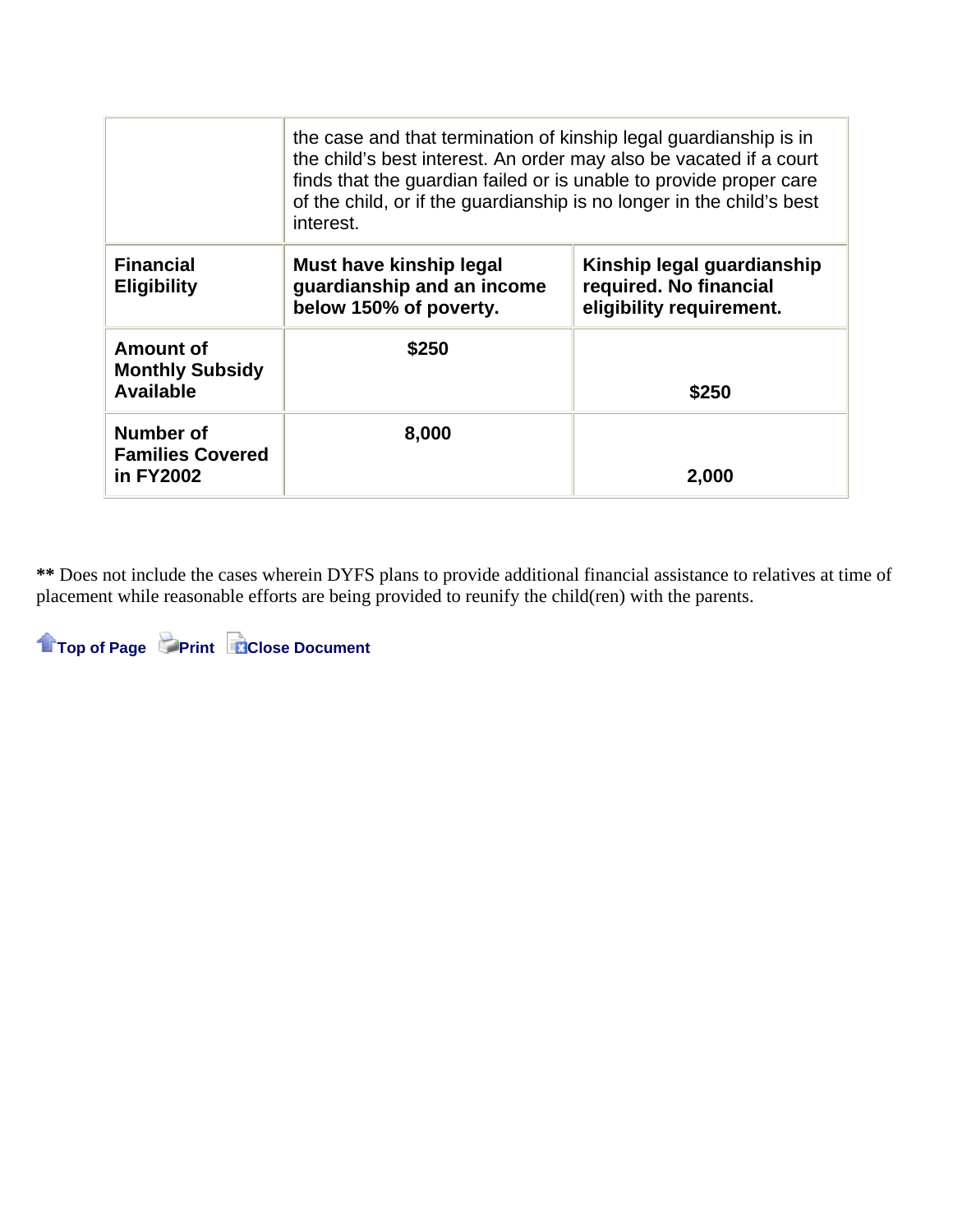| | | |
|---|---|---|
| | the case and that termination of kinship legal guardianship is in the child's best interest. An order may also be vacated if a court finds that the guardian failed or is unable to provide proper care of the child, or if the guardianship is no longer in the child's best interest. | |
| **Financial Eligibility** | **Must have kinship legal guardianship and an income below 150% of poverty.** | **Kinship legal guardianship required. No financial eligibility requirement.** |
| **Amount of Monthly Subsidy Available** | **$250** | **$250** |
| **Number of Families Covered in FY2002** | **8,000** | **2,000** |

**\*\*** Does not include the cases wherein DYFS plans to provide additional financial assistance to relatives at time of placement while reasonable efforts are being provided to reunify the child(ren) with the parents.

Top of Page Print Close Document